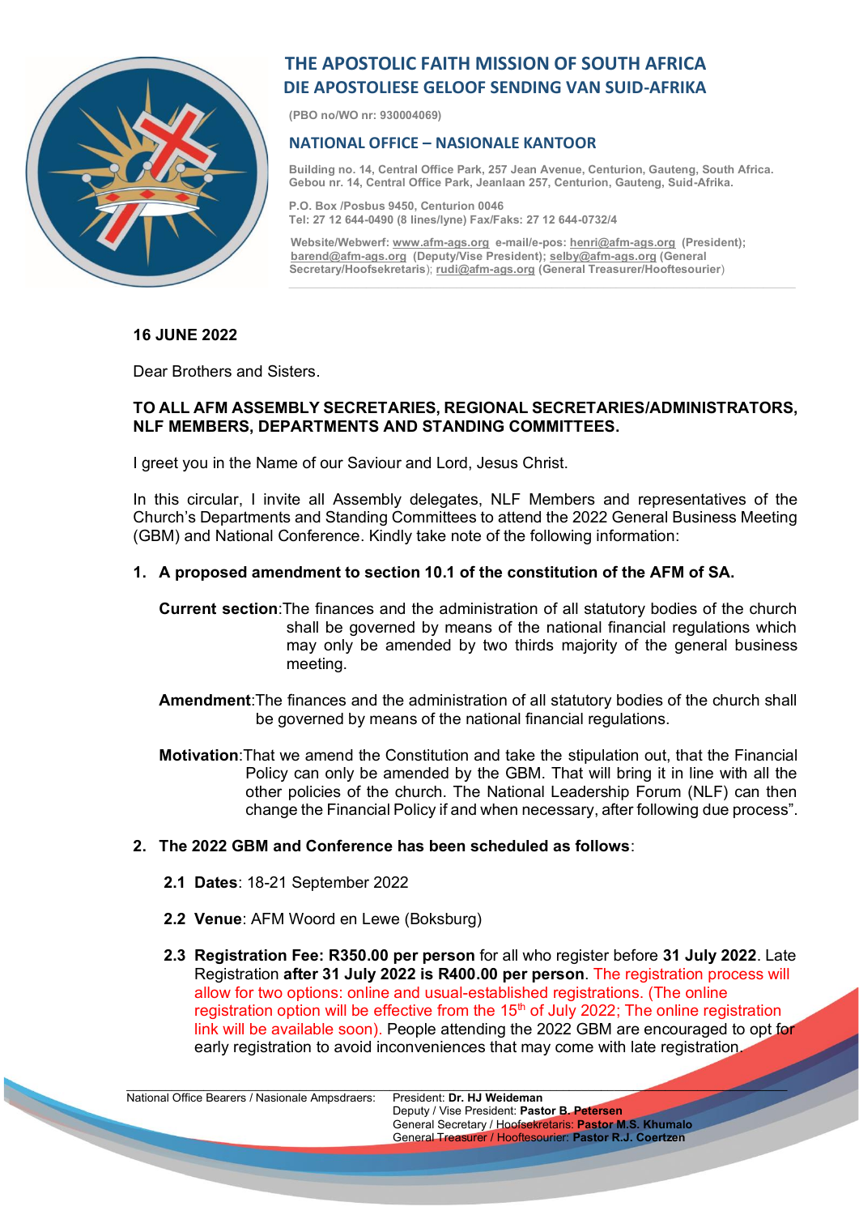# THE APOSTOLIC FAITH MISSION OF SOUTH AFRICA
# DIE APOSTOLIESE GELOOF SENDING VAN SUID-AFRIKA

(PBO no/WO nr: 930004069)

## NATIONAL OFFICE – NASIONALE KANTOOR

Building no. 14, Central Office Park, 257 Jean Avenue, Centurion, Gauteng, South Africa.
Gebou nr. 14, Central Office Park, Jeanlaan 257, Centurion, Gauteng, Suid-Afrika.

P.O. Box /Posbus 9450, Centurion 0046
Tel: 27 12 644-0490 (8 lines/lyne) Fax/Faks: 27 12 644-0732/4

Website/Webwerf: www.afm-ags.org e-mail/e-pos: henri@afm-ags.org (President); barend@afm-ags.org (Deputy/Vise President); selby@afm-ags.org (General Secretary/Hoofsekretaris); rudi@afm-ags.org (General Treasurer/Hooftesourier)

**16 JUNE 2022**

Dear Brothers and Sisters.

**TO ALL AFM ASSEMBLY SECRETARIES, REGIONAL SECRETARIES/ADMINISTRATORS, NLF MEMBERS, DEPARTMENTS AND STANDING COMMITTEES.**

I greet you in the Name of our Saviour and Lord, Jesus Christ.

In this circular, I invite all Assembly delegates, NLF Members and representatives of the Church's Departments and Standing Committees to attend the 2022 General Business Meeting (GBM) and National Conference. Kindly take note of the following information:

1. **A proposed amendment to section 10.1 of the constitution of the AFM of SA.**

   **Current section**:The finances and the administration of all statutory bodies of the church shall be governed by means of the national financial regulations which may only be amended by two thirds majority of the general business meeting.

   **Amendment**:The finances and the administration of all statutory bodies of the church shall be governed by means of the national financial regulations.

   **Motivation**:That we amend the Constitution and take the stipulation out, that the Financial Policy can only be amended by the GBM. That will bring it in line with all the other policies of the church. The National Leadership Forum (NLF) can then change the Financial Policy if and when necessary, after following due process".

2. **The 2022 GBM and Conference has been scheduled as follows**:

   **2.1 Dates**: 18-21 September 2022

   **2.2 Venue**: AFM Woord en Lewe (Boksburg)

   **2.3 Registration Fee: R350.00 per person** for all who register before **31 July 2022**. Late Registration **after 31 July 2022 is R400.00 per person**. The registration process will allow for two options: online and usual-established registrations. (The online registration option will be effective from the 15th of July 2022; The online registration link will be available soon). People attending the 2022 GBM are encouraged to opt for early registration to avoid inconveniences that may come with late registration.

National Office Bearers / Nasionale Ampsdraers: President: **Dr. HJ Weideman**
Deputy / Vise President: **Pastor B. Petersen**
General Secretary / Hoofsekretaris: **Pastor M.S. Khumalo**
General Treasurer / Hooftesourier: **Pastor R.J. Coertzen**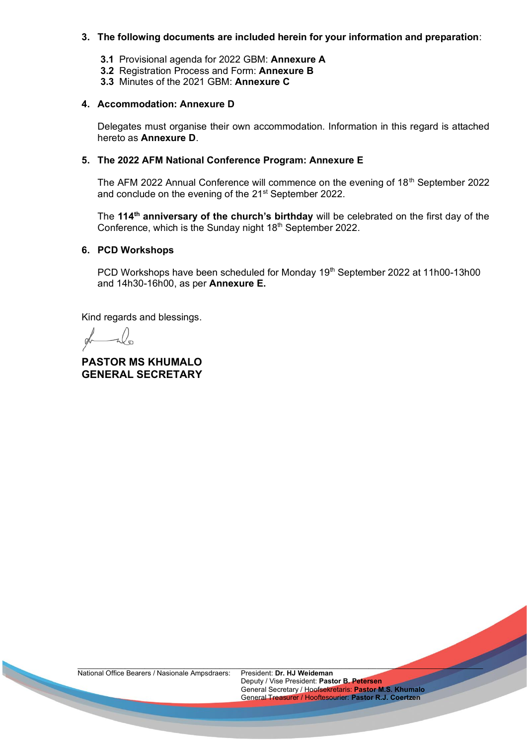3. **The following documents are included herein for your information and preparation**:

   **3.1** Provisional agenda for 2022 GBM: **Annexure A**
   **3.2** Registration Process and Form: **Annexure B**
   **3.3** Minutes of the 2021 GBM: **Annexure C**

4. **Accommodation: Annexure D**

   Delegates must organise their own accommodation. Information in this regard is attached hereto as **Annexure D**.

5. **The 2022 AFM National Conference Program: Annexure E**

   The AFM 2022 Annual Conference will commence on the evening of 18th September 2022 and conclude on the evening of the 21st September 2022.

   The **114th anniversary of the church's birthday** will be celebrated on the first day of the Conference, which is the Sunday night 18th September 2022.

6. **PCD Workshops**

   PCD Workshops have been scheduled for Monday 19th September 2022 at 11h00-13h00 and 14h30-16h00, as per **Annexure E.**

Kind regards and blessings.

**PASTOR MS KHUMALO**
**GENERAL SECRETARY**

National Office Bearers / Nasionale Ampsdraers: President: **Dr. HJ Weideman**
Deputy / Vise President: **Pastor B. Petersen**
General Secretary / Hoofsekretaris: **Pastor M.S. Khumalo**
General Treasurer / Hooftesourier: **Pastor R.J. Coertzen**